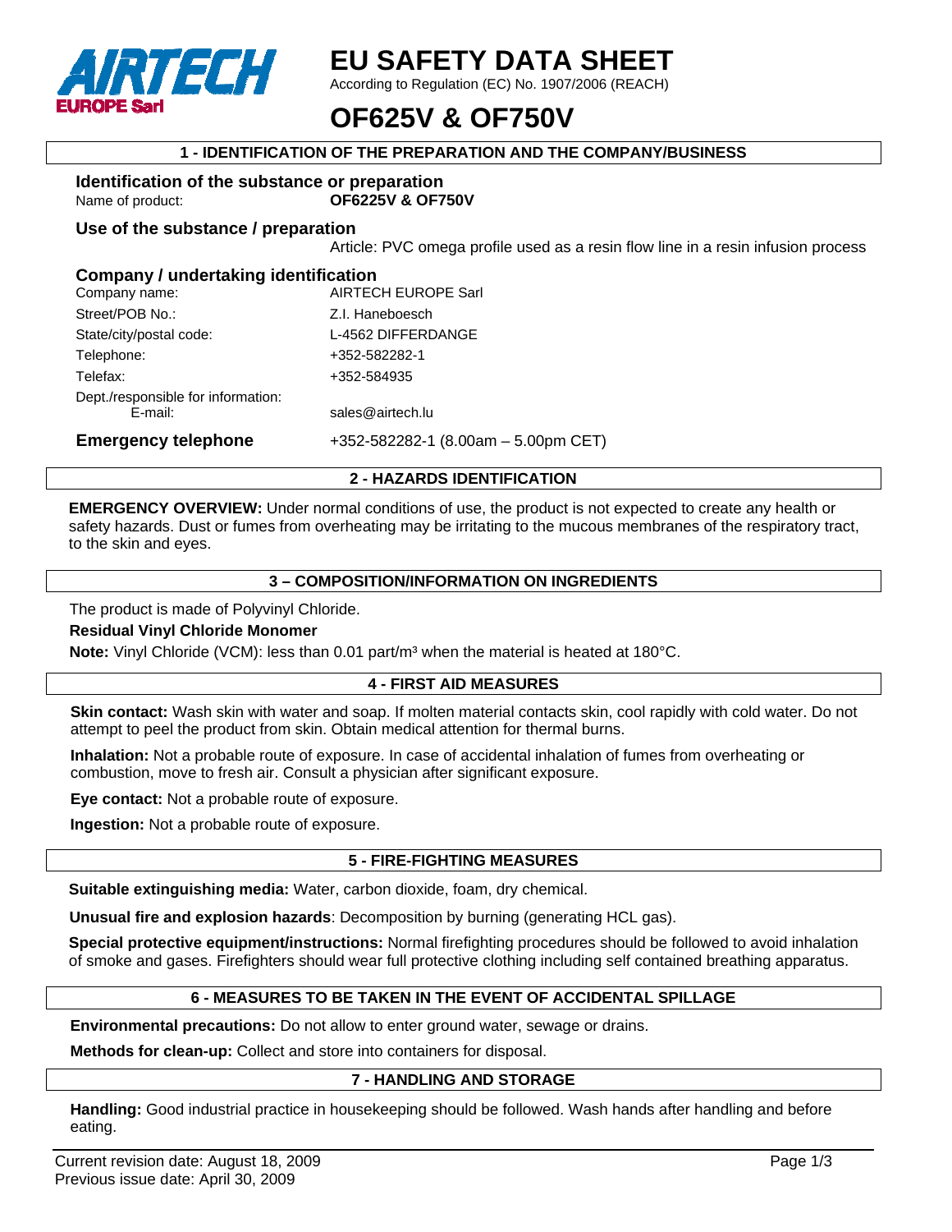# EU SAFETY DATA SHEET

According to Regulation (EC) No. 1907/2006 (REACH)

# OF625V & OF750V

## 1 - IDENTIFICATION OF THE PREPARATION AND THE COMPANY/BUSINESS

### Identification of the substance or preparation

Name of product: **OF6225V & OF750V**

### Use of the substance / preparation

Article: PVC omega profile used as a resin flow line in a resin infusion process

### Company / undertaking identification

| | |
|---|---|
| Company name: | AIRTECH EUROPE Sarl |
| Street/POB No.: | Z.I. Haneboesch |
| State/city/postal code: | L-4562 DIFFERDANGE |
| Telephone: | +352-582282-1 |
| Telefax: | +352-584935 |
| Dept./responsible for information: E-mail: | sales@airtech.lu |

**Emergency telephone** +352-582282-1 (8.00am – 5.00pm CET)

## 2 - HAZARDS IDENTIFICATION

**EMERGENCY OVERVIEW:** Under normal conditions of use, the product is not expected to create any health or safety hazards. Dust or fumes from overheating may be irritating to the mucous membranes of the respiratory tract, to the skin and eyes.

## 3 – COMPOSITION/INFORMATION ON INGREDIENTS

The product is made of Polyvinyl Chloride.

**Residual Vinyl Chloride Monomer**

**Note:** Vinyl Chloride (VCM): less than 0.01 part/m³ when the material is heated at 180°C.

## 4 - FIRST AID MEASURES

**Skin contact:** Wash skin with water and soap. If molten material contacts skin, cool rapidly with cold water. Do not attempt to peel the product from skin. Obtain medical attention for thermal burns.

**Inhalation:** Not a probable route of exposure. In case of accidental inhalation of fumes from overheating or combustion, move to fresh air. Consult a physician after significant exposure.

**Eye contact:** Not a probable route of exposure.

**Ingestion:** Not a probable route of exposure.

## 5 - FIRE-FIGHTING MEASURES

**Suitable extinguishing media:** Water, carbon dioxide, foam, dry chemical.

**Unusual fire and explosion hazards**: Decomposition by burning (generating HCL gas).

**Special protective equipment/instructions:** Normal firefighting procedures should be followed to avoid inhalation of smoke and gases. Firefighters should wear full protective clothing including self contained breathing apparatus.

## 6 - MEASURES TO BE TAKEN IN THE EVENT OF ACCIDENTAL SPILLAGE

**Environmental precautions:** Do not allow to enter ground water, sewage or drains.

**Methods for clean-up:** Collect and store into containers for disposal.

## 7 - HANDLING AND STORAGE

**Handling:** Good industrial practice in housekeeping should be followed. Wash hands after handling and before eating.

Current revision date: August 18, 2009
Previous issue date: April 30, 2009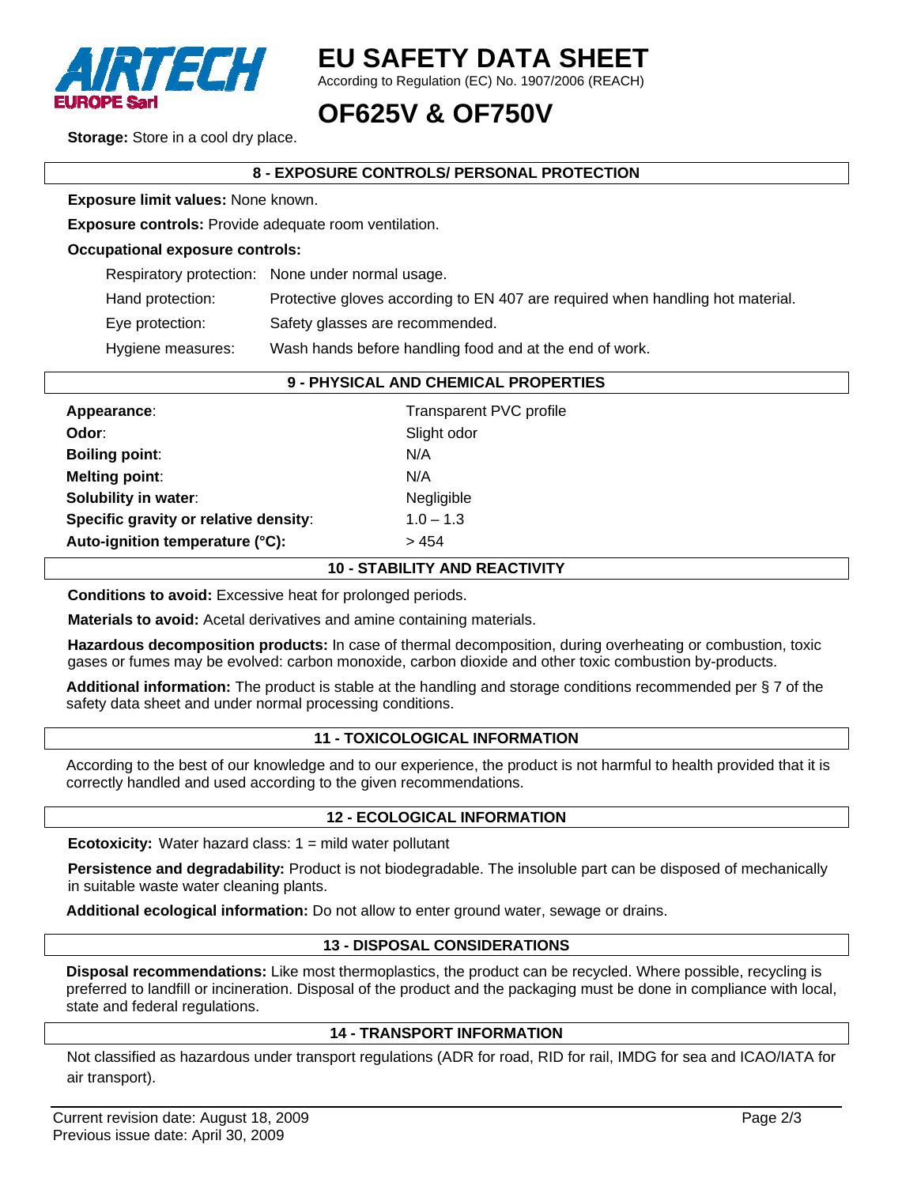**Storage:** Store in a cool dry place.

## 8 - EXPOSURE CONTROLS/ PERSONAL PROTECTION

**Exposure limit values:** None known.

**Exposure controls:** Provide adequate room ventilation.

**Occupational exposure controls:**

| | |
|---|---|
| Respiratory protection: | None under normal usage. |
| Hand protection: | Protective gloves according to EN 407 are required when handling hot material. |
| Eye protection: | Safety glasses are recommended. |
| Hygiene measures: | Wash hands before handling food and at the end of work. |

## 9 - PHYSICAL AND CHEMICAL PROPERTIES

| | |
|---|---|
| **Appearance**: | Transparent PVC profile |
| **Odor**: | Slight odor |
| **Boiling point**: | N/A |
| **Melting point**: | N/A |
| **Solubility in water**: | Negligible |
| **Specific gravity or relative density**: | 1.0 – 1.3 |
| **Auto-ignition temperature (°C):** | > 454 |

## 10 - STABILITY AND REACTIVITY

**Conditions to avoid:** Excessive heat for prolonged periods.

**Materials to avoid:** Acetal derivatives and amine containing materials.

**Hazardous decomposition products:** In case of thermal decomposition, during overheating or combustion, toxic gases or fumes may be evolved: carbon monoxide, carbon dioxide and other toxic combustion by-products.

**Additional information:** The product is stable at the handling and storage conditions recommended per § 7 of the safety data sheet and under normal processing conditions.

## 11 - TOXICOLOGICAL INFORMATION

According to the best of our knowledge and to our experience, the product is not harmful to health provided that it is correctly handled and used according to the given recommendations.

## 12 - ECOLOGICAL INFORMATION

**Ecotoxicity:** Water hazard class: 1 = mild water pollutant

**Persistence and degradability:** Product is not biodegradable. The insoluble part can be disposed of mechanically in suitable waste water cleaning plants.

**Additional ecological information:** Do not allow to enter ground water, sewage or drains.

## 13 - DISPOSAL CONSIDERATIONS

**Disposal recommendations:** Like most thermoplastics, the product can be recycled. Where possible, recycling is preferred to landfill or incineration. Disposal of the product and the packaging must be done in compliance with local, state and federal regulations.

## 14 - TRANSPORT INFORMATION

Not classified as hazardous under transport regulations (ADR for road, RID for rail, IMDG for sea and ICAO/IATA for air transport).

Current revision date: August 18, 2009
Previous issue date: April 30, 2009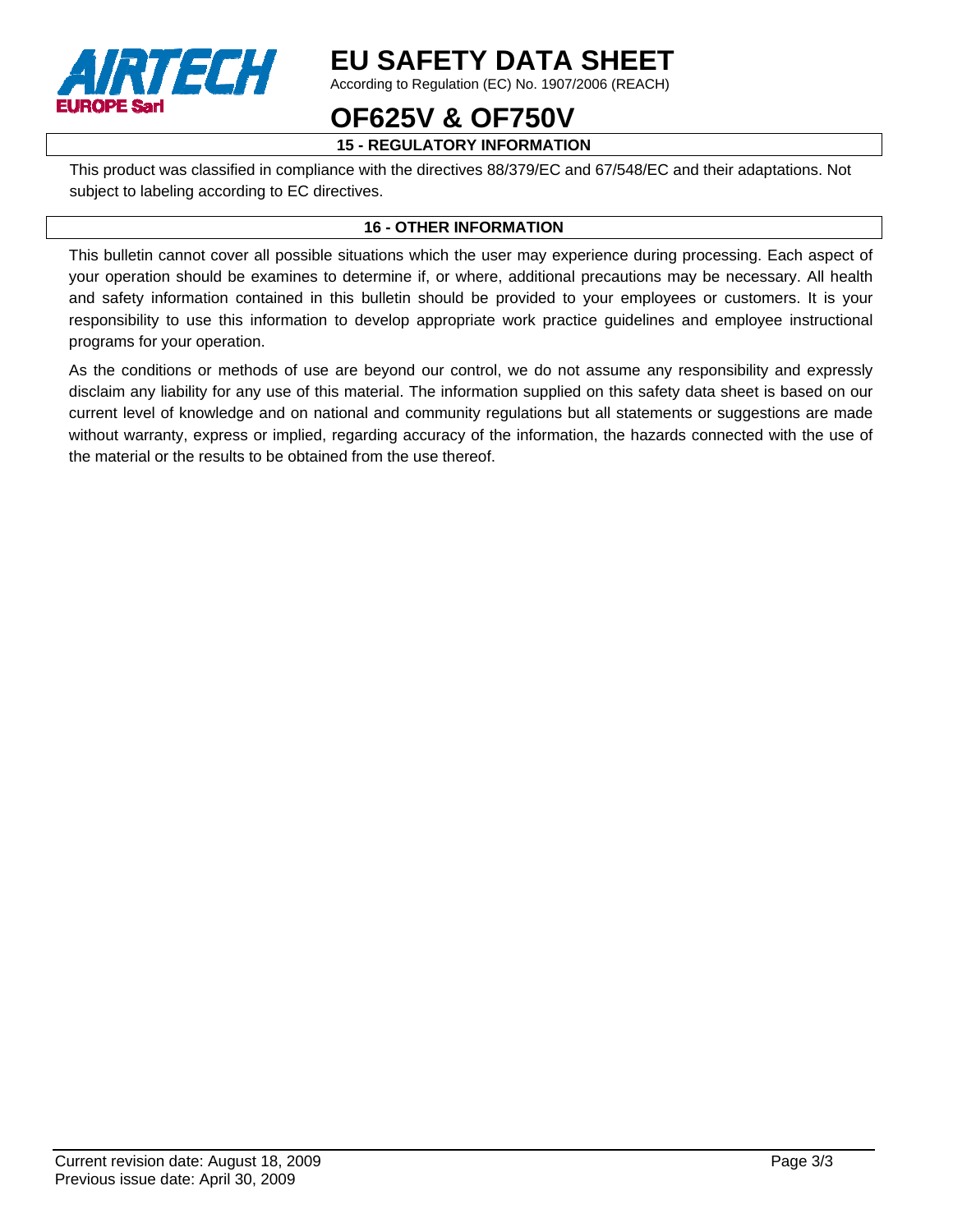AIRTECH EUROPE Sarl

# EU SAFETY DATA SHEET

According to Regulation (EC) No. 1907/2006 (REACH)

# OF625V & OF750V

## 15 - REGULATORY INFORMATION

This product was classified in compliance with the directives 88/379/EC and 67/548/EC and their adaptations. Not subject to labeling according to EC directives.

## 16 - OTHER INFORMATION

This bulletin cannot cover all possible situations which the user may experience during processing. Each aspect of your operation should be examines to determine if, or where, additional precautions may be necessary. All health and safety information contained in this bulletin should be provided to your employees or customers. It is your responsibility to use this information to develop appropriate work practice guidelines and employee instructional programs for your operation.

As the conditions or methods of use are beyond our control, we do not assume any responsibility and expressly disclaim any liability for any use of this material. The information supplied on this safety data sheet is based on our current level of knowledge and on national and community regulations but all statements or suggestions are made without warranty, express or implied, regarding accuracy of the information, the hazards connected with the use of the material or the results to be obtained from the use thereof.

Current revision date: August 18, 2009
Previous issue date: April 30, 2009